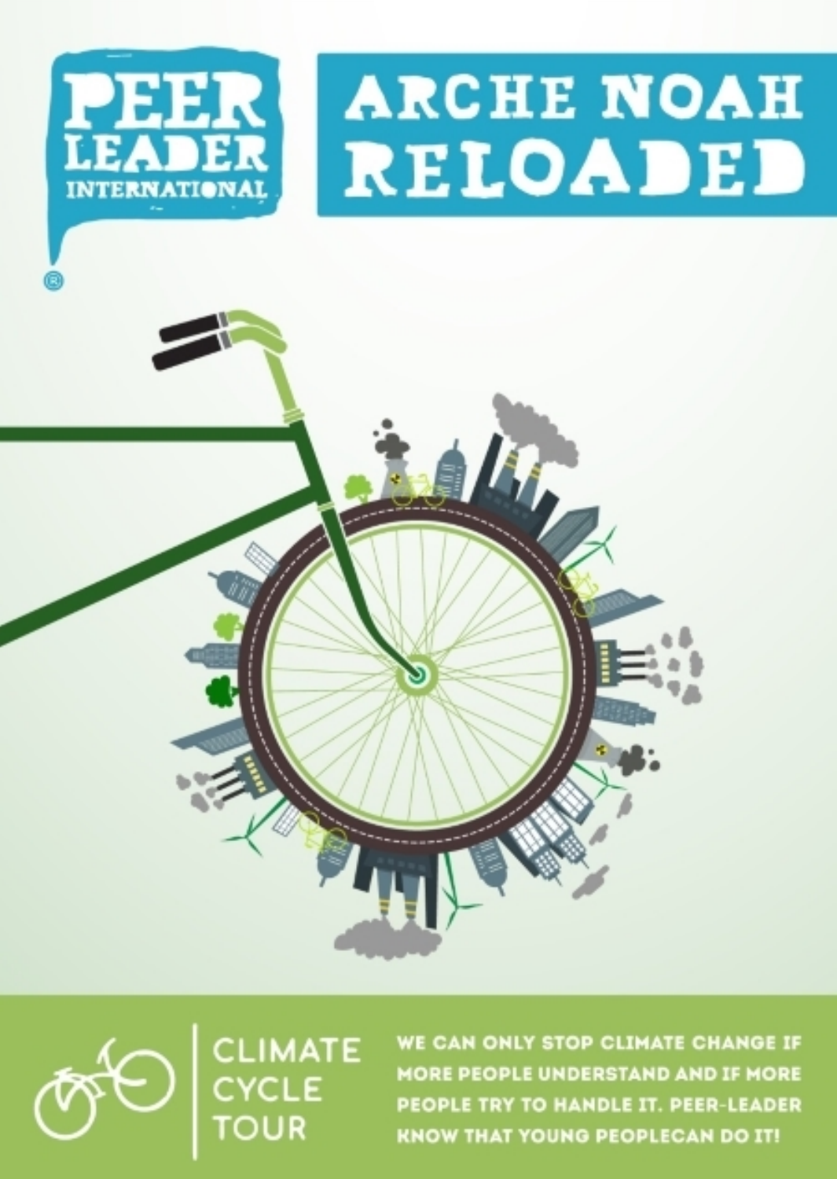PEER LEADER INTERNATIONAL

# ARCHE NOAH RELOADED

CLIMATE CYCLE TOUR

WE CAN ONLY STOP CLIMATE CHANGE IF MORE PEOPLE UNDERSTAND AND IF MORE PEOPLE TRY TO HANDLE IT. PEER-LEADER KNOW THAT YOUNG PEOPLECAN DO IT!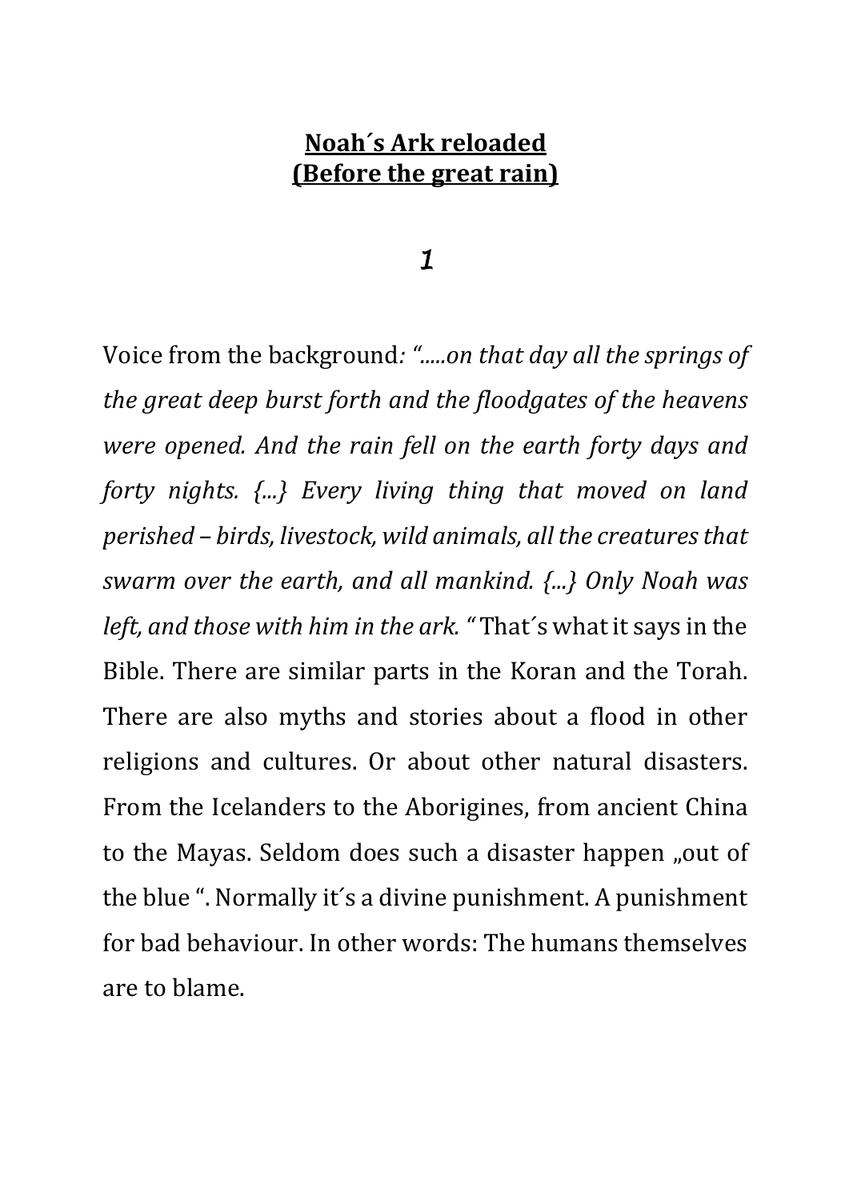**<u>Noah´s Ark reloaded</u>**
**<u>(Before the great rain)</u>**

*1*

Voice from the background*: ".....on that day all the springs of the great deep burst forth and the floodgates of the heavens were opened. And the rain fell on the earth forty days and forty nights. {...} Every living thing that moved on land perished – birds, livestock, wild animals, all the creatures that swarm over the earth, and all mankind. {...} Only Noah was left, and those with him in the ark.* " That´s what it says in the Bible. There are similar parts in the Koran and the Torah. There are also myths and stories about a flood in other religions and cultures. Or about other natural disasters. From the Icelanders to the Aborigines, from ancient China to the Mayas. Seldom does such a disaster happen „out of the blue ". Normally it´s a divine punishment. A punishment for bad behaviour. In other words: The humans themselves are to blame.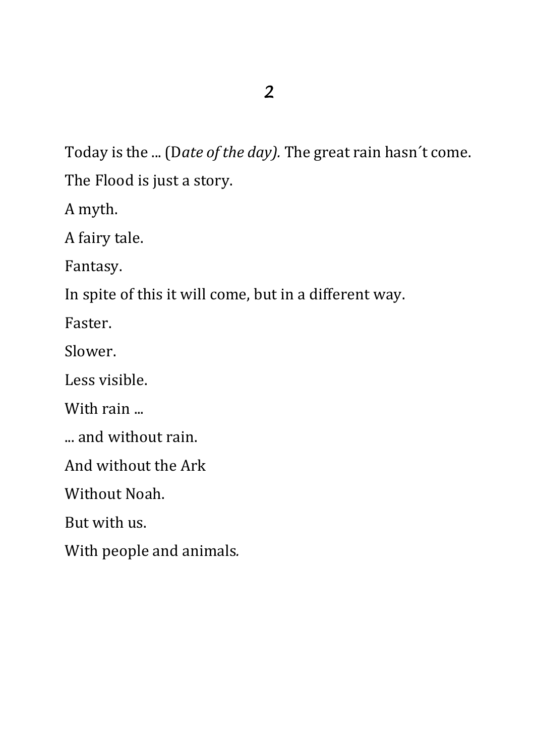# 2

Today is the ... (D*ate of the day).* The great rain hasn´t come.

The Flood is just a story.

A myth.

A fairy tale.

Fantasy.

In spite of this it will come, but in a different way.

Faster.

Slower.

Less visible.

With rain ...

... and without rain.

And without the Ark

Without Noah.

But with us.

With people and animals.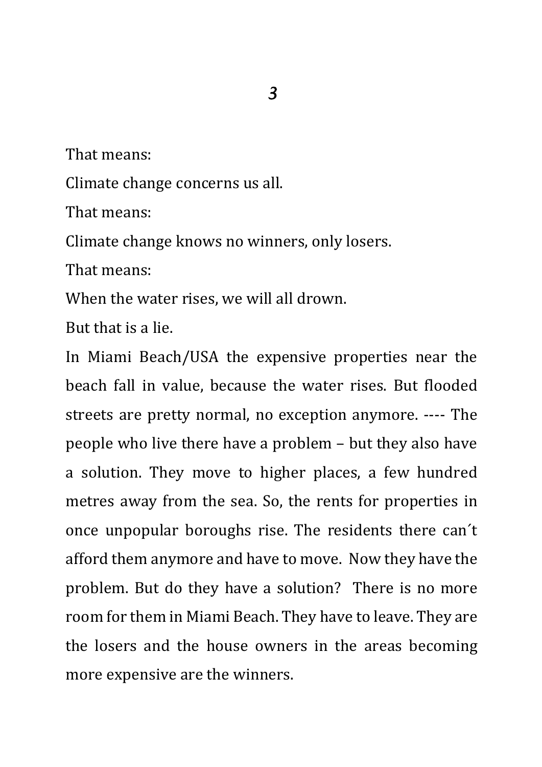That means:

Climate change concerns us all.

That means:

Climate change knows no winners, only losers.

That means:

When the water rises, we will all drown.

But that is a lie.

In Miami Beach/USA the expensive properties near the beach fall in value, because the water rises. But flooded streets are pretty normal, no exception anymore. ---- The people who live there have a problem – but they also have a solution. They move to higher places, a few hundred metres away from the sea. So, the rents for properties in once unpopular boroughs rise. The residents there can´t afford them anymore and have to move. Now they have the problem. But do they have a solution? There is no more room for them in Miami Beach. They have to leave. They are the losers and the house owners in the areas becoming more expensive are the winners.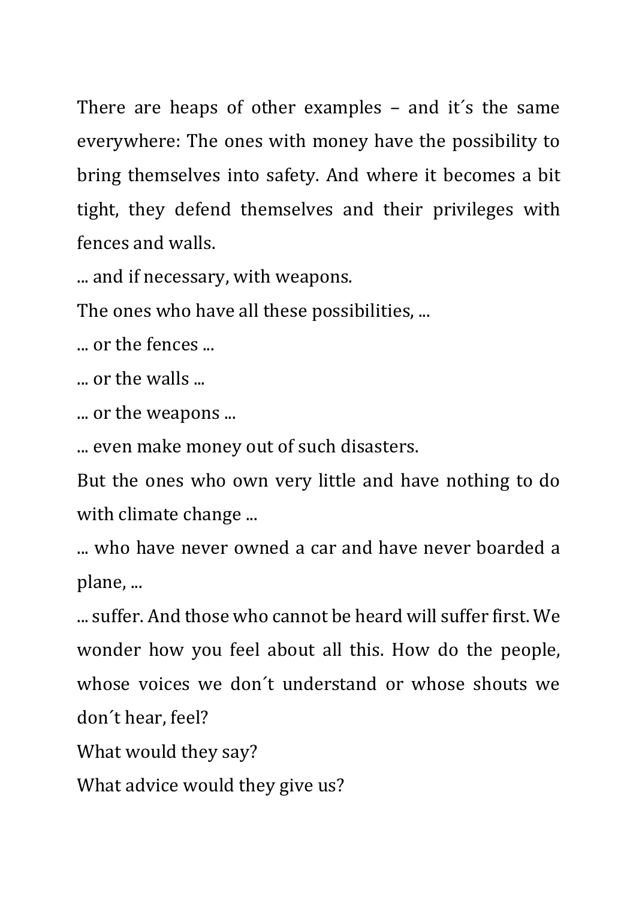There are heaps of other examples – and it´s the same everywhere: The ones with money have the possibility to bring themselves into safety. And where it becomes a bit tight, they defend themselves and their privileges with fences and walls.

... and if necessary, with weapons.

The ones who have all these possibilities, ...

... or the fences ...

... or the walls ...

... or the weapons ...

... even make money out of such disasters.

But the ones who own very little and have nothing to do with climate change ...

... who have never owned a car and have never boarded a plane, ...

... suffer. And those who cannot be heard will suffer first. We wonder how you feel about all this. How do the people, whose voices we don´t understand or whose shouts we don´t hear, feel?

What would they say?

What advice would they give us?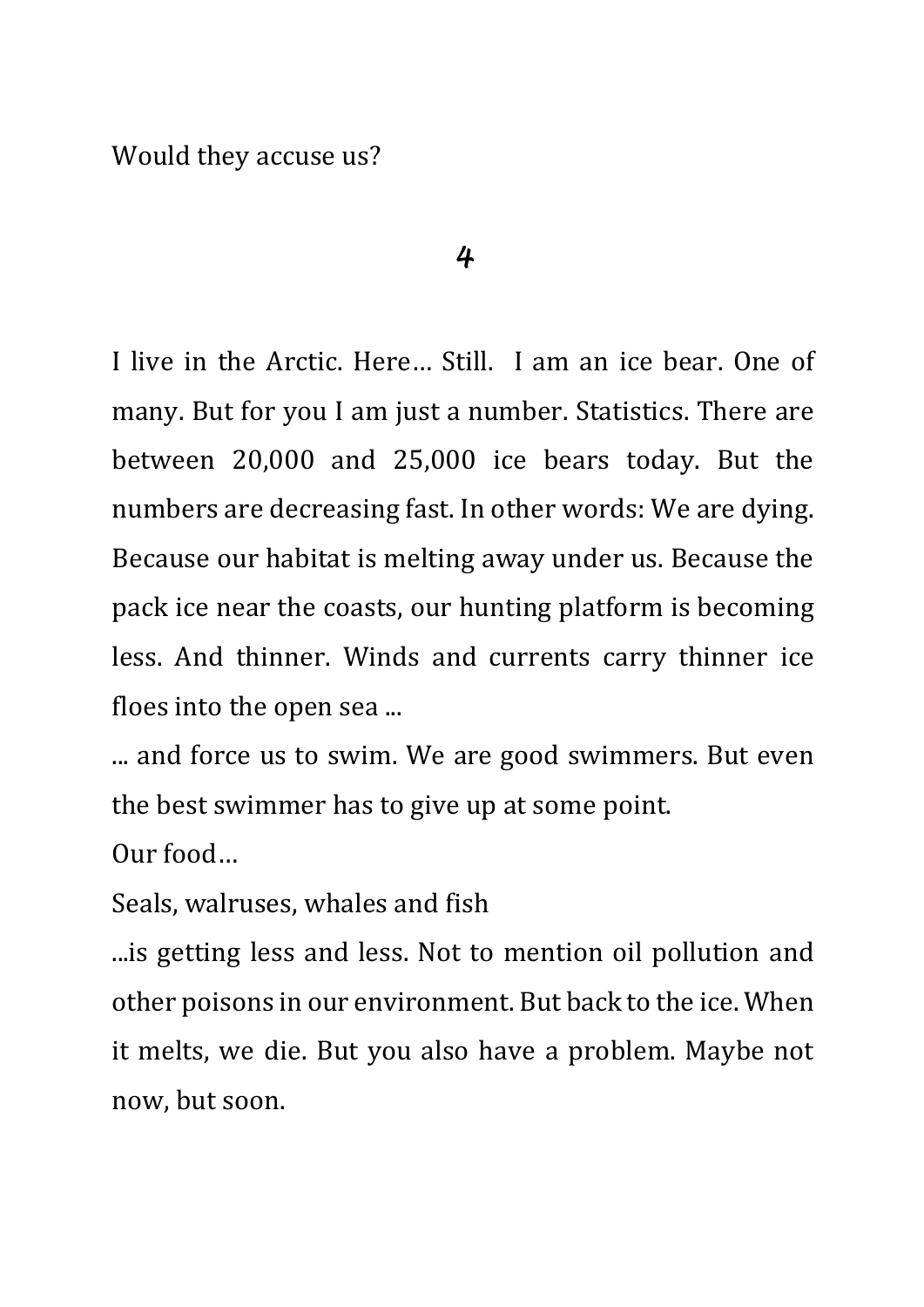Would they accuse us?

## 4

I live in the Arctic. Here… Still.  I am an ice bear. One of many. But for you I am just a number. Statistics. There are between 20,000 and 25,000 ice bears today. But the numbers are decreasing fast. In other words: We are dying. Because our habitat is melting away under us. Because the pack ice near the coasts, our hunting platform is becoming less. And thinner. Winds and currents carry thinner ice floes into the open sea ...

... and force us to swim. We are good swimmers. But even the best swimmer has to give up at some point.

Our food…

Seals, walruses, whales and fish

...is getting less and less. Not to mention oil pollution and other poisons in our environment. But back to the ice. When it melts, we die. But you also have a problem. Maybe not now, but soon.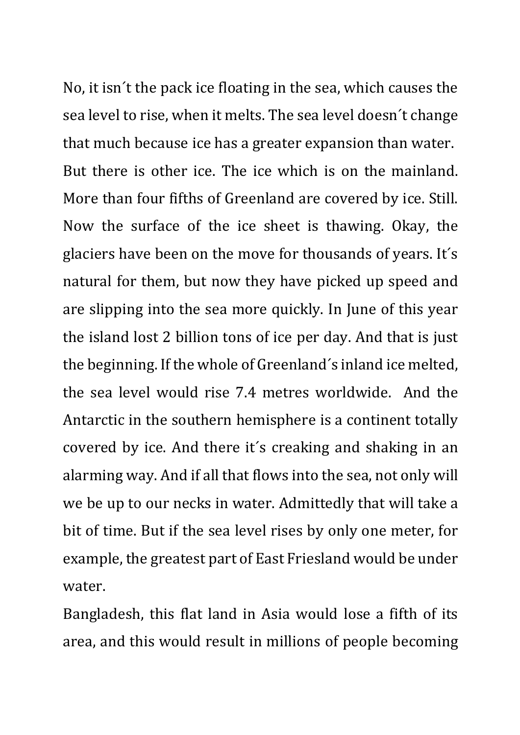No, it isn´t the pack ice floating in the sea, which causes the sea level to rise, when it melts. The sea level doesn´t change that much because ice has a greater expansion than water. But there is other ice. The ice which is on the mainland. More than four fifths of Greenland are covered by ice. Still. Now the surface of the ice sheet is thawing. Okay, the glaciers have been on the move for thousands of years. It´s natural for them, but now they have picked up speed and are slipping into the sea more quickly. In June of this year the island lost 2 billion tons of ice per day. And that is just the beginning. If the whole of Greenland´s inland ice melted, the sea level would rise 7.4 metres worldwide. And the Antarctic in the southern hemisphere is a continent totally covered by ice. And there it´s creaking and shaking in an alarming way. And if all that flows into the sea, not only will we be up to our necks in water. Admittedly that will take a bit of time. But if the sea level rises by only one meter, for example, the greatest part of East Friesland would be under water.

Bangladesh, this flat land in Asia would lose a fifth of its area, and this would result in millions of people becoming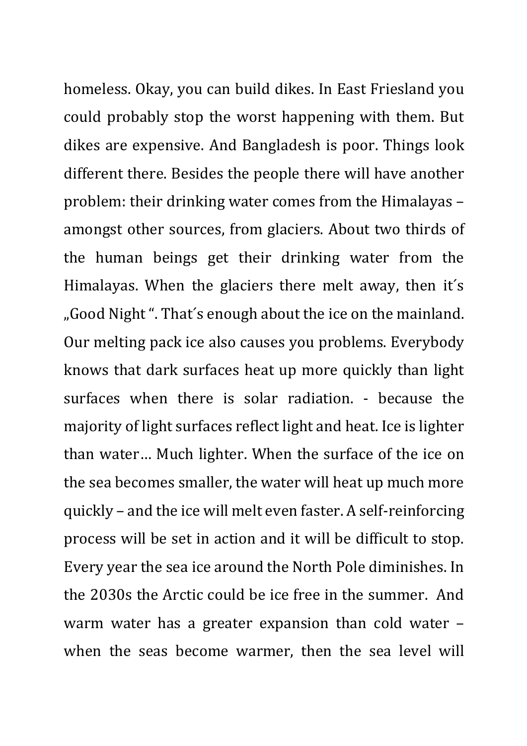homeless. Okay, you can build dikes. In East Friesland you could probably stop the worst happening with them. But dikes are expensive. And Bangladesh is poor. Things look different there. Besides the people there will have another problem: their drinking water comes from the Himalayas – amongst other sources, from glaciers. About two thirds of the human beings get their drinking water from the Himalayas. When the glaciers there melt away, then it´s „Good Night ". That´s enough about the ice on the mainland. Our melting pack ice also causes you problems. Everybody knows that dark surfaces heat up more quickly than light surfaces when there is solar radiation. - because the majority of light surfaces reflect light and heat. Ice is lighter than water… Much lighter. When the surface of the ice on the sea becomes smaller, the water will heat up much more quickly – and the ice will melt even faster. A self-reinforcing process will be set in action and it will be difficult to stop. Every year the sea ice around the North Pole diminishes. In the 2030s the Arctic could be ice free in the summer. And warm water has a greater expansion than cold water – when the seas become warmer, then the sea level will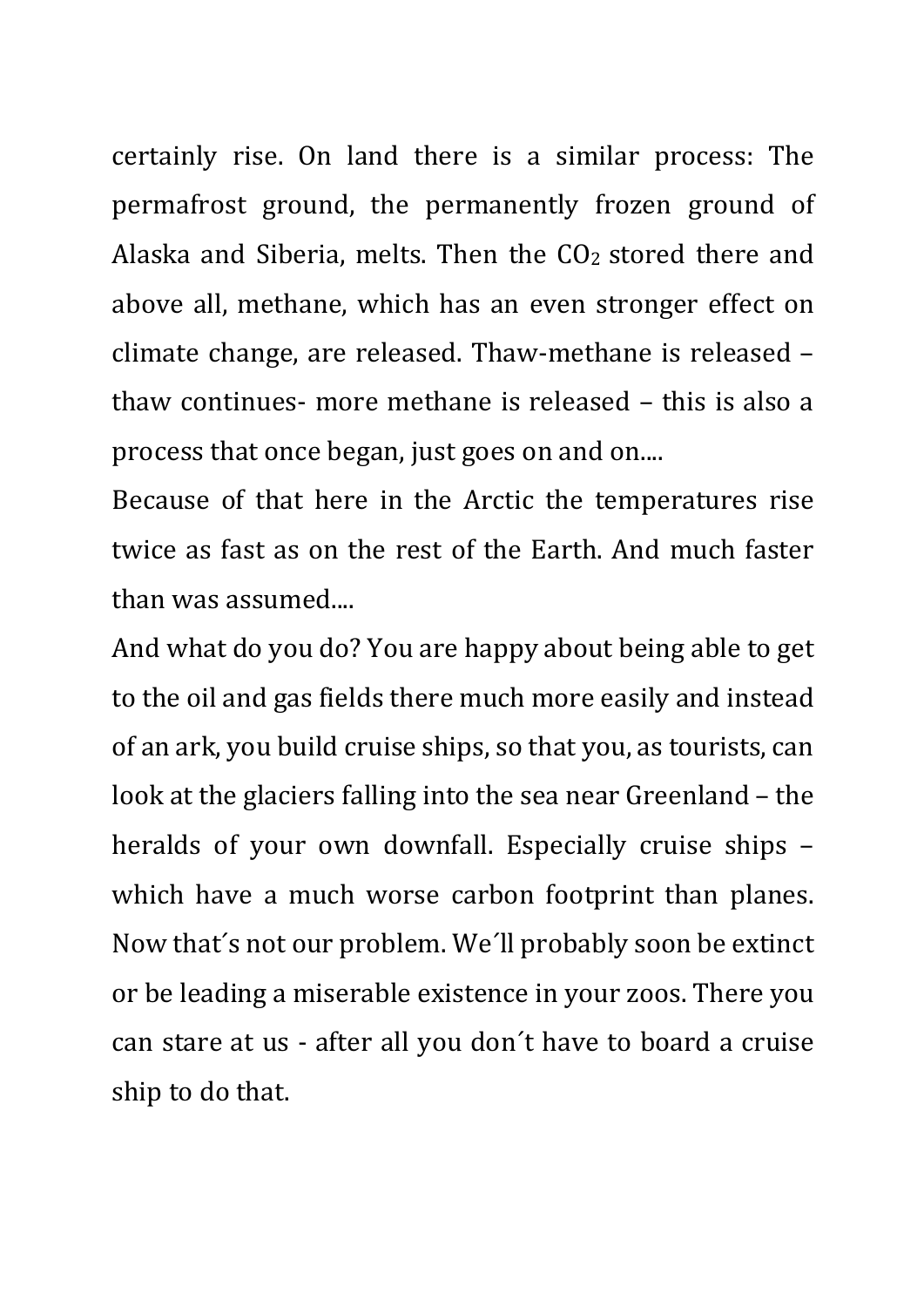certainly rise. On land there is a similar process: The permafrost ground, the permanently frozen ground of Alaska and Siberia, melts. Then the $CO_2$ stored there and above all, methane, which has an even stronger effect on climate change, are released. Thaw-methane is released – thaw continues- more methane is released – this is also a process that once began, just goes on and on....

Because of that here in the Arctic the temperatures rise twice as fast as on the rest of the Earth. And much faster than was assumed....

And what do you do? You are happy about being able to get to the oil and gas fields there much more easily and instead of an ark, you build cruise ships, so that you, as tourists, can look at the glaciers falling into the sea near Greenland – the heralds of your own downfall. Especially cruise ships – which have a much worse carbon footprint than planes. Now that´s not our problem. We´ll probably soon be extinct or be leading a miserable existence in your zoos. There you can stare at us - after all you don´t have to board a cruise ship to do that.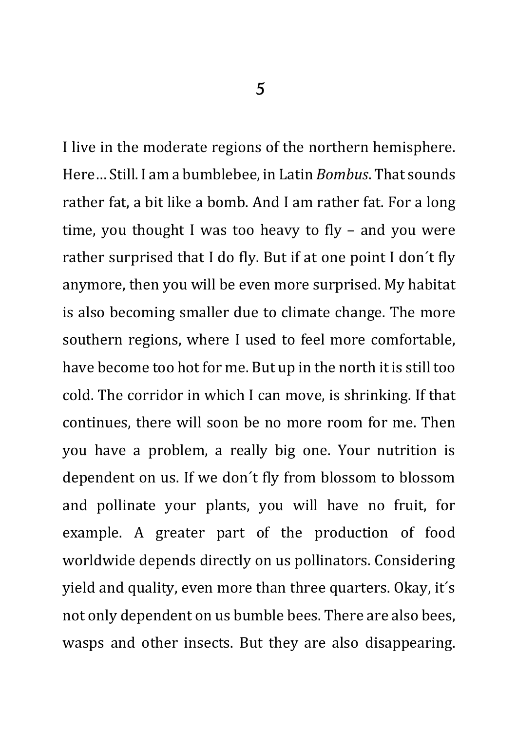# 5

I live in the moderate regions of the northern hemisphere. Here… Still. I am a bumblebee, in Latin *Bombus*. That sounds rather fat, a bit like a bomb. And I am rather fat. For a long time, you thought I was too heavy to fly – and you were rather surprised that I do fly. But if at one point I don´t fly anymore, then you will be even more surprised. My habitat is also becoming smaller due to climate change. The more southern regions, where I used to feel more comfortable, have become too hot for me. But up in the north it is still too cold. The corridor in which I can move, is shrinking. If that continues, there will soon be no more room for me. Then you have a problem, a really big one. Your nutrition is dependent on us. If we don´t fly from blossom to blossom and pollinate your plants, you will have no fruit, for example. A greater part of the production of food worldwide depends directly on us pollinators. Considering yield and quality, even more than three quarters. Okay, it´s not only dependent on us bumble bees. There are also bees, wasps and other insects. But they are also disappearing.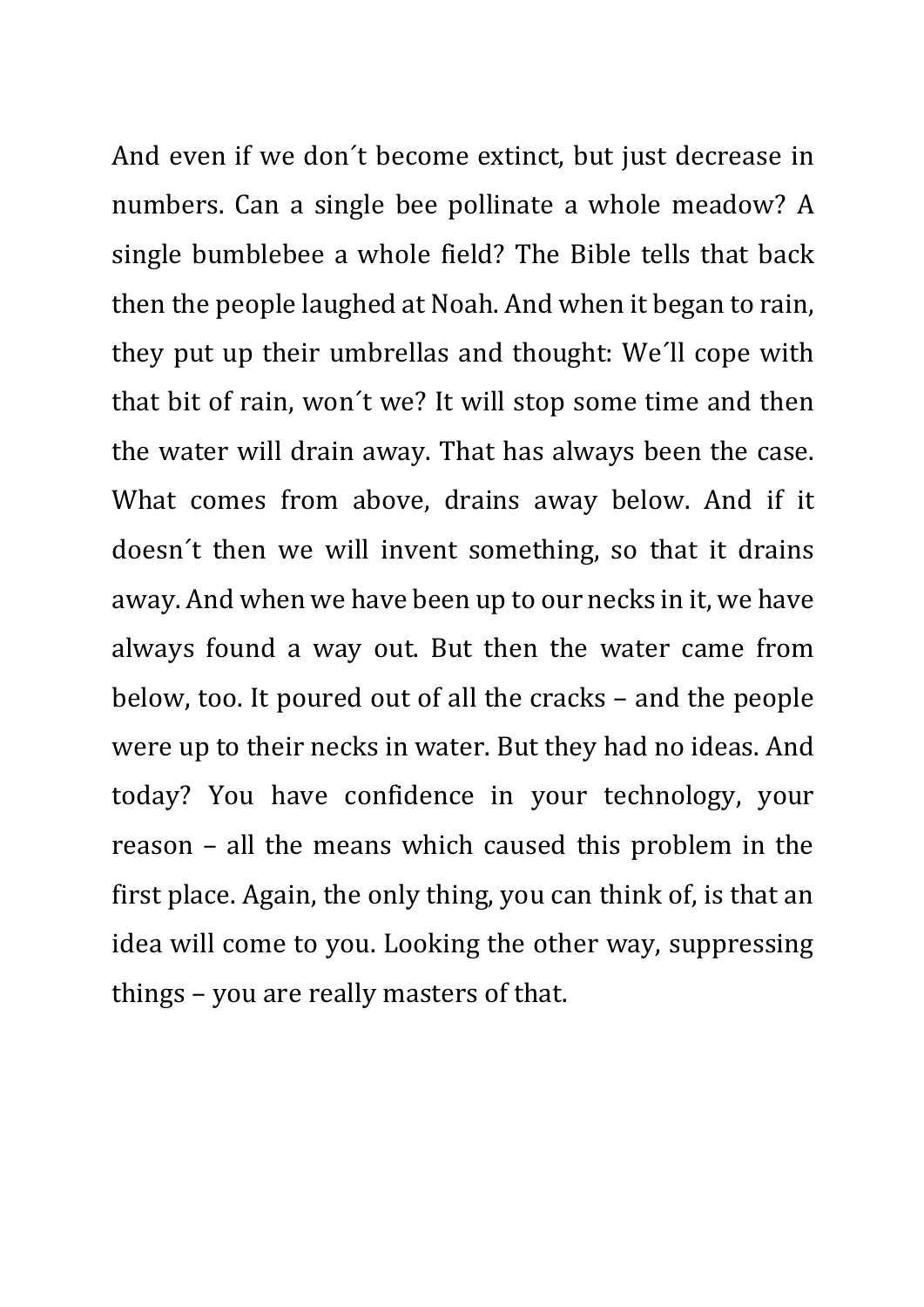And even if we don´t become extinct, but just decrease in numbers. Can a single bee pollinate a whole meadow? A single bumblebee a whole field? The Bible tells that back then the people laughed at Noah. And when it began to rain, they put up their umbrellas and thought: We´ll cope with that bit of rain, won´t we? It will stop some time and then the water will drain away. That has always been the case. What comes from above, drains away below. And if it doesn´t then we will invent something, so that it drains away. And when we have been up to our necks in it, we have always found a way out. But then the water came from below, too. It poured out of all the cracks – and the people were up to their necks in water. But they had no ideas. And today? You have confidence in your technology, your reason – all the means which caused this problem in the first place. Again, the only thing, you can think of, is that an idea will come to you. Looking the other way, suppressing things – you are really masters of that.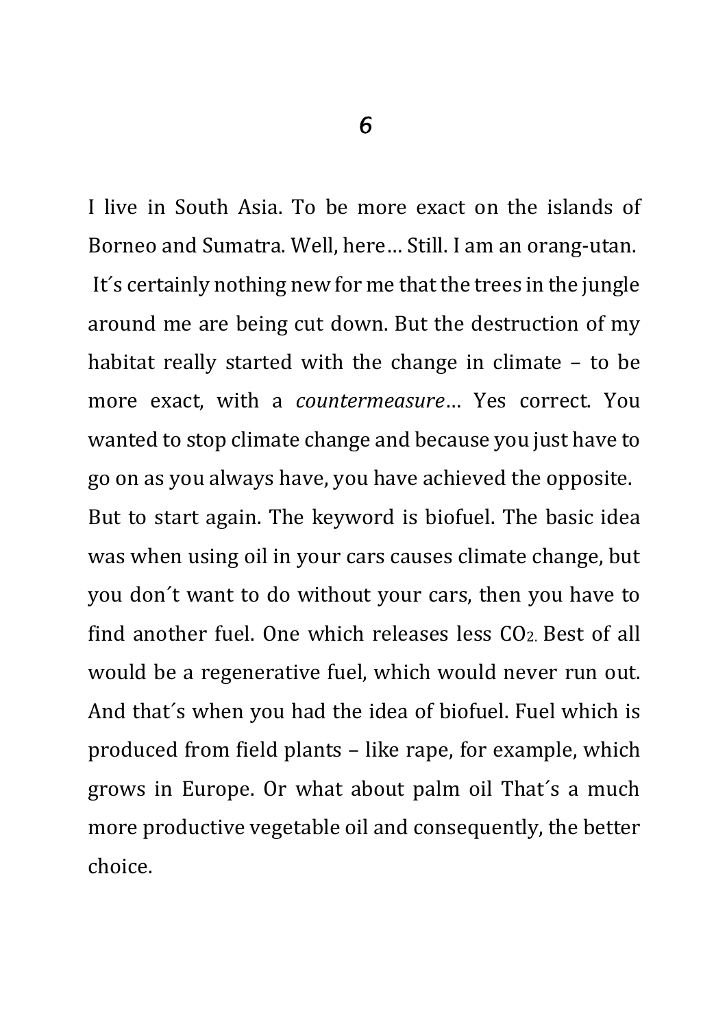# 6

I live in South Asia. To be more exact on the islands of Borneo and Sumatra. Well, here… Still. I am an orang-utan.

It´s certainly nothing new for me that the trees in the jungle around me are being cut down. But the destruction of my habitat really started with the change in climate – to be more exact, with a *countermeasure*… Yes correct. You wanted to stop climate change and because you just have to go on as you always have, you have achieved the opposite.

But to start again. The keyword is biofuel. The basic idea was when using oil in your cars causes climate change, but you don´t want to do without your cars, then you have to find another fuel. One which releases less $CO_2$. Best of all would be a regenerative fuel, which would never run out. And that´s when you had the idea of biofuel. Fuel which is produced from field plants – like rape, for example, which grows in Europe. Or what about palm oil That´s a much more productive vegetable oil and consequently, the better choice.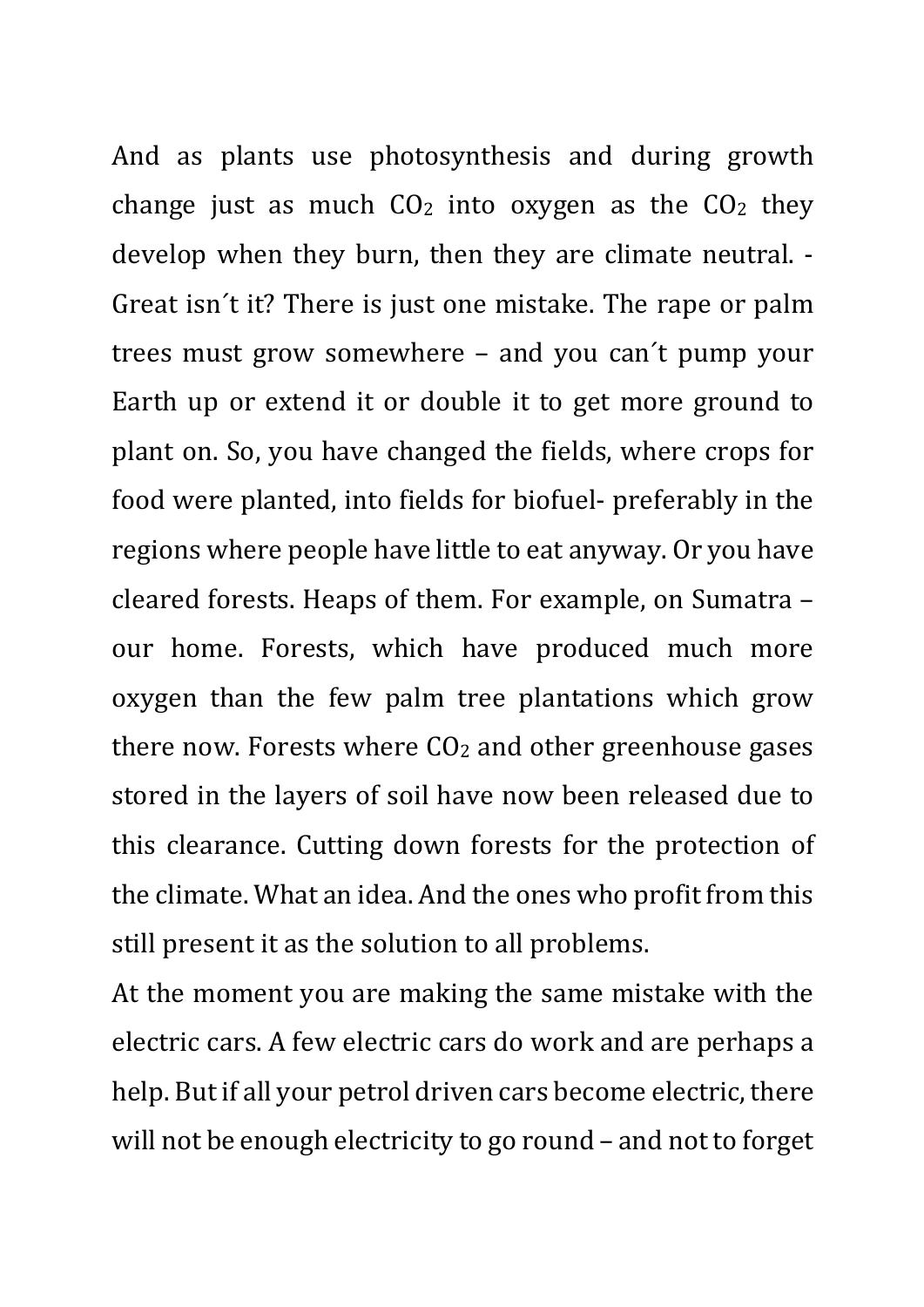And as plants use photosynthesis and during growth change just as much $CO_2$ into oxygen as the $CO_2$ they develop when they burn, then they are climate neutral. - Great isn´t it? There is just one mistake. The rape or palm trees must grow somewhere – and you can´t pump your Earth up or extend it or double it to get more ground to plant on. So, you have changed the fields, where crops for food were planted, into fields for biofuel- preferably in the regions where people have little to eat anyway. Or you have cleared forests. Heaps of them. For example, on Sumatra – our home. Forests, which have produced much more oxygen than the few palm tree plantations which grow there now. Forests where $CO_2$ and other greenhouse gases stored in the layers of soil have now been released due to this clearance. Cutting down forests for the protection of the climate. What an idea. And the ones who profit from this still present it as the solution to all problems.

At the moment you are making the same mistake with the electric cars. A few electric cars do work and are perhaps a help. But if all your petrol driven cars become electric, there will not be enough electricity to go round – and not to forget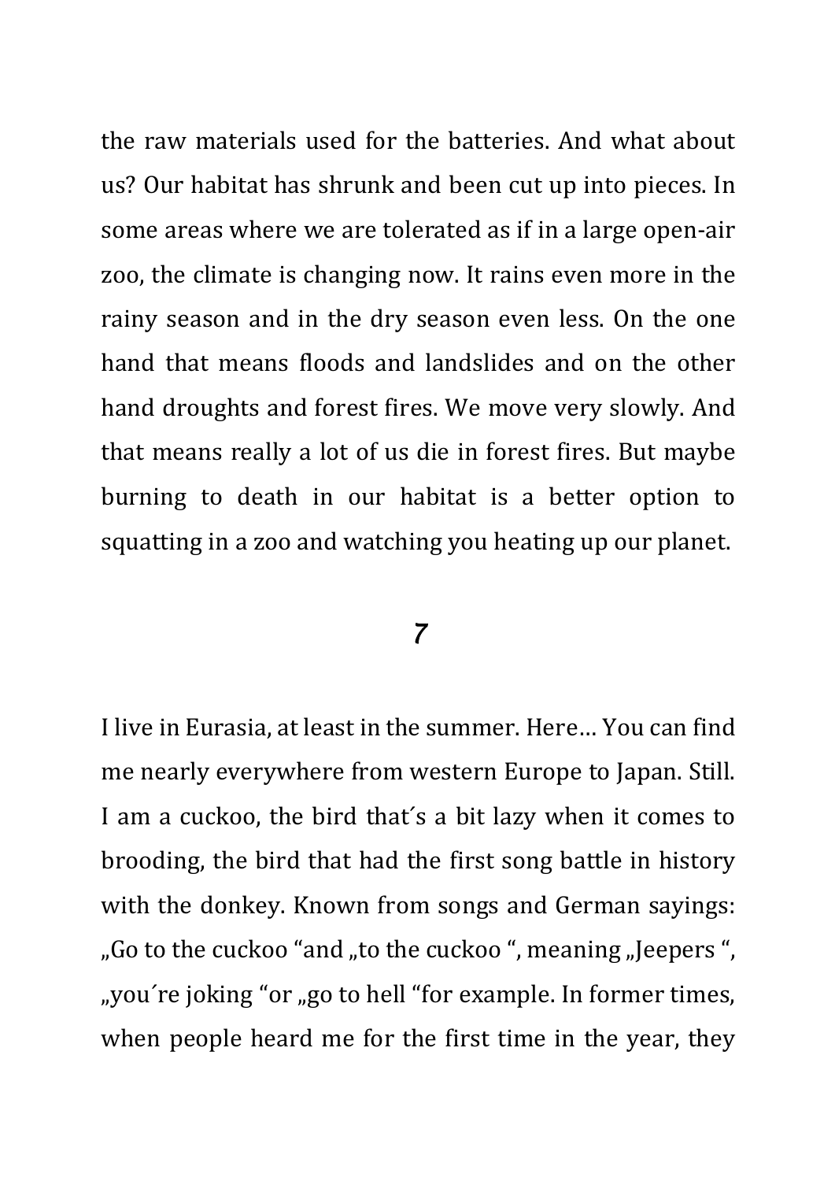the raw materials used for the batteries. And what about us? Our habitat has shrunk and been cut up into pieces. In some areas where we are tolerated as if in a large open-air zoo, the climate is changing now. It rains even more in the rainy season and in the dry season even less. On the one hand that means floods and landslides and on the other hand droughts and forest fires. We move very slowly. And that means really a lot of us die in forest fires. But maybe burning to death in our habitat is a better option to squatting in a zoo and watching you heating up our planet.

## 7

I live in Eurasia, at least in the summer. Here… You can find me nearly everywhere from western Europe to Japan. Still. I am a cuckoo, the bird that´s a bit lazy when it comes to brooding, the bird that had the first song battle in history with the donkey. Known from songs and German sayings: „Go to the cuckoo "and „to the cuckoo ", meaning „Jeepers ", „you´re joking "or „go to hell "for example. In former times, when people heard me for the first time in the year, they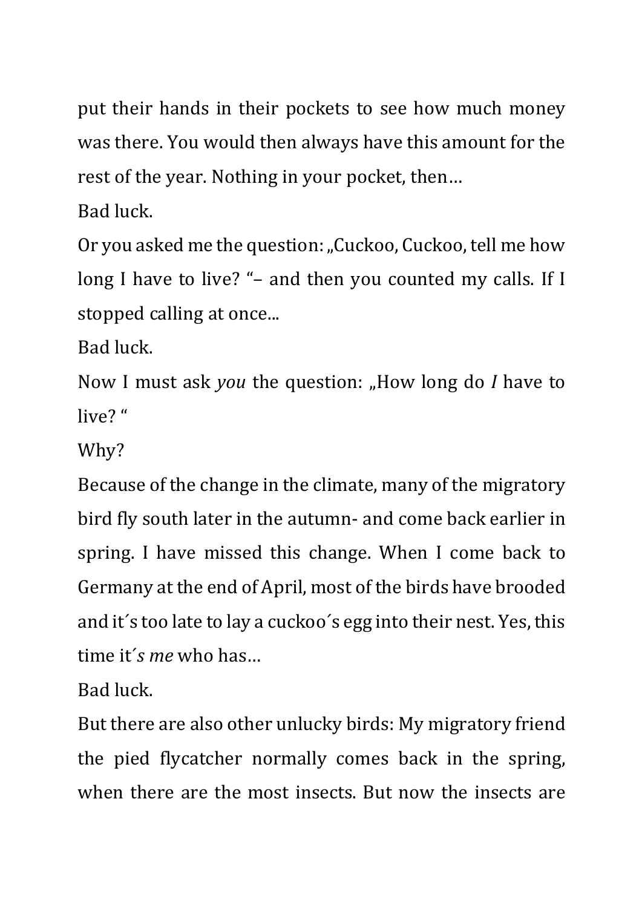put their hands in their pockets to see how much money was there. You would then always have this amount for the rest of the year. Nothing in your pocket, then…

Bad luck.

Or you asked me the question: „Cuckoo, Cuckoo, tell me how long I have to live? “– and then you counted my calls. If I stopped calling at once...

Bad luck.

Now I must ask *you* the question: „How long do *I* have to live? “

Why?

Because of the change in the climate, many of the migratory bird fly south later in the autumn- and come back earlier in spring. I have missed this change. When I come back to Germany at the end of April, most of the birds have brooded and it´s too late to lay a cuckoo´s egg into their nest. Yes, this time it*´s me* who has…

Bad luck.

But there are also other unlucky birds: My migratory friend the pied flycatcher normally comes back in the spring, when there are the most insects. But now the insects are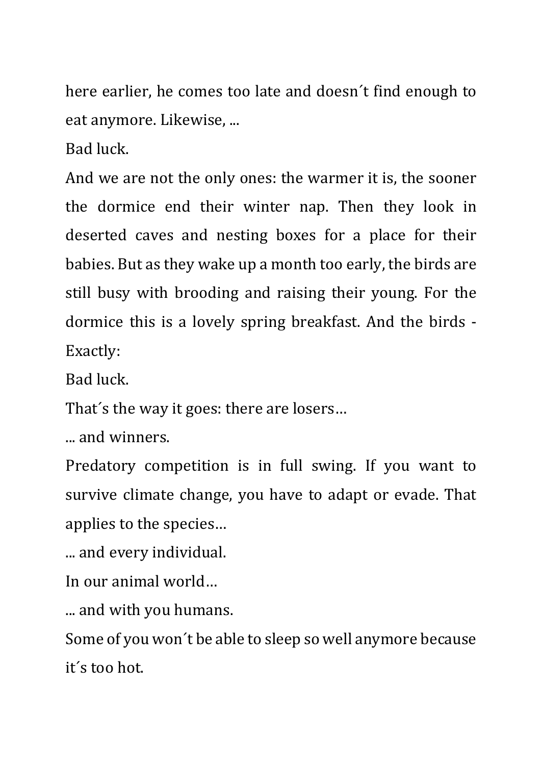here earlier, he comes too late and doesn´t find enough to eat anymore. Likewise, ...

Bad luck.

And we are not the only ones: the warmer it is, the sooner the dormice end their winter nap. Then they look in deserted caves and nesting boxes for a place for their babies. But as they wake up a month too early, the birds are still busy with brooding and raising their young. For the dormice this is a lovely spring breakfast. And the birds - Exactly:

Bad luck.

That´s the way it goes: there are losers…

... and winners.

Predatory competition is in full swing. If you want to survive climate change, you have to adapt or evade. That applies to the species…

... and every individual.

In our animal world…

... and with you humans.

Some of you won´t be able to sleep so well anymore because it´s too hot.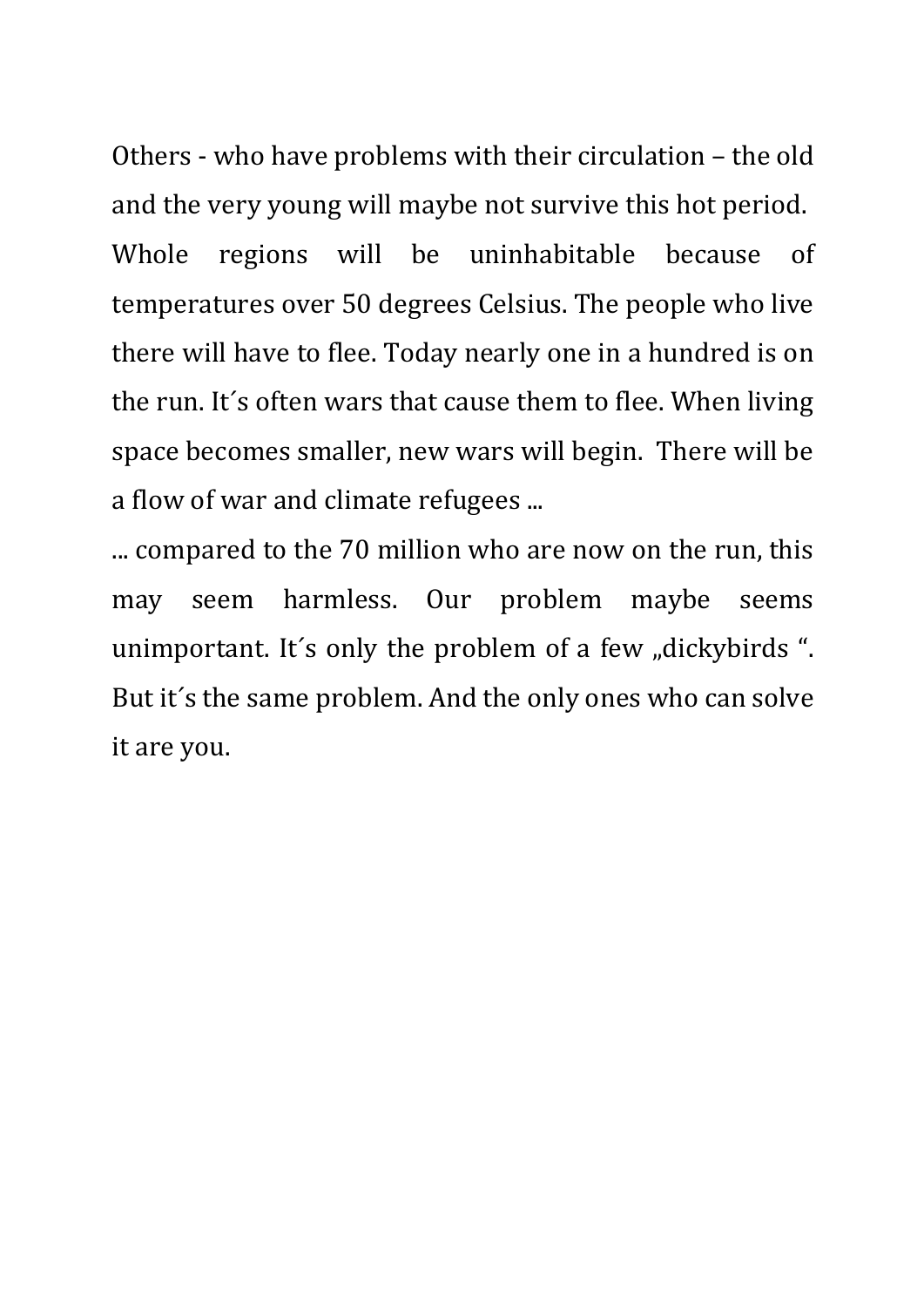Others - who have problems with their circulation – the old and the very young will maybe not survive this hot period.
Whole regions will be uninhabitable because of temperatures over 50 degrees Celsius. The people who live there will have to flee. Today nearly one in a hundred is on the run. It´s often wars that cause them to flee. When living space becomes smaller, new wars will begin. There will be a flow of war and climate refugees ...
... compared to the 70 million who are now on the run, this may seem harmless. Our problem maybe seems unimportant. It´s only the problem of a few „dickybirds ". But it´s the same problem. And the only ones who can solve it are you.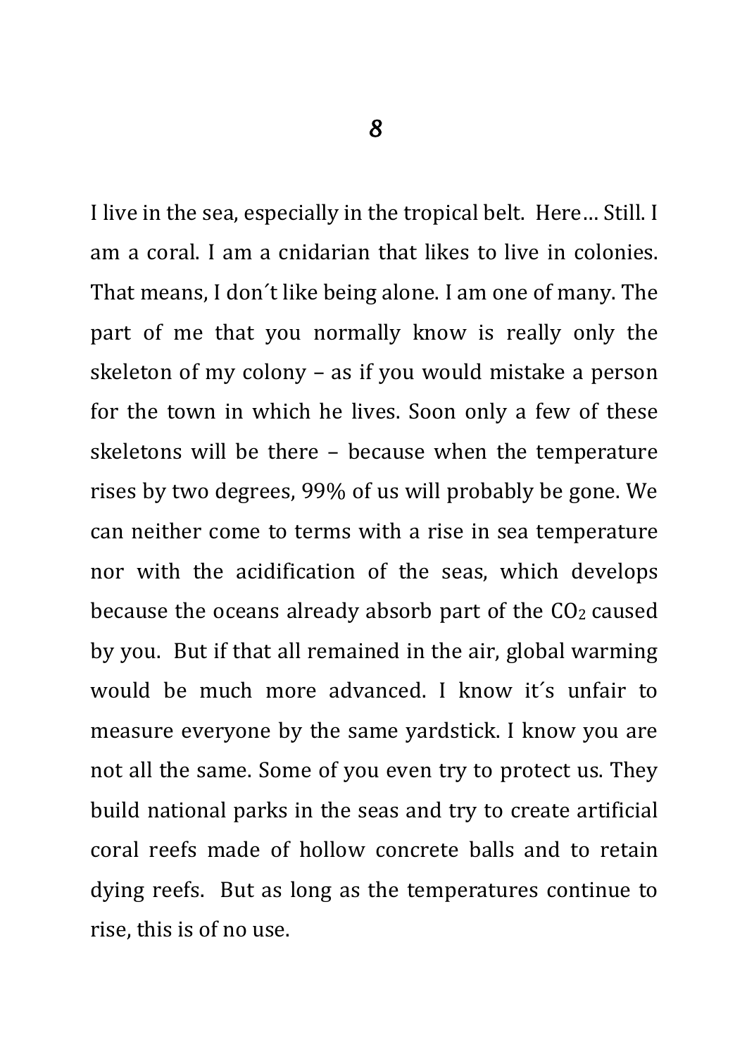# *8*

I live in the sea, especially in the tropical belt. Here… Still. I am a coral. I am a cnidarian that likes to live in colonies. That means, I don´t like being alone. I am one of many. The part of me that you normally know is really only the skeleton of my colony – as if you would mistake a person for the town in which he lives. Soon only a few of these skeletons will be there – because when the temperature rises by two degrees, 99% of us will probably be gone. We can neither come to terms with a rise in sea temperature nor with the acidification of the seas, which develops because the oceans already absorb part of the $CO_2$ caused by you. But if that all remained in the air, global warming would be much more advanced. I know it´s unfair to measure everyone by the same yardstick. I know you are not all the same. Some of you even try to protect us. They build national parks in the seas and try to create artificial coral reefs made of hollow concrete balls and to retain dying reefs. But as long as the temperatures continue to rise, this is of no use.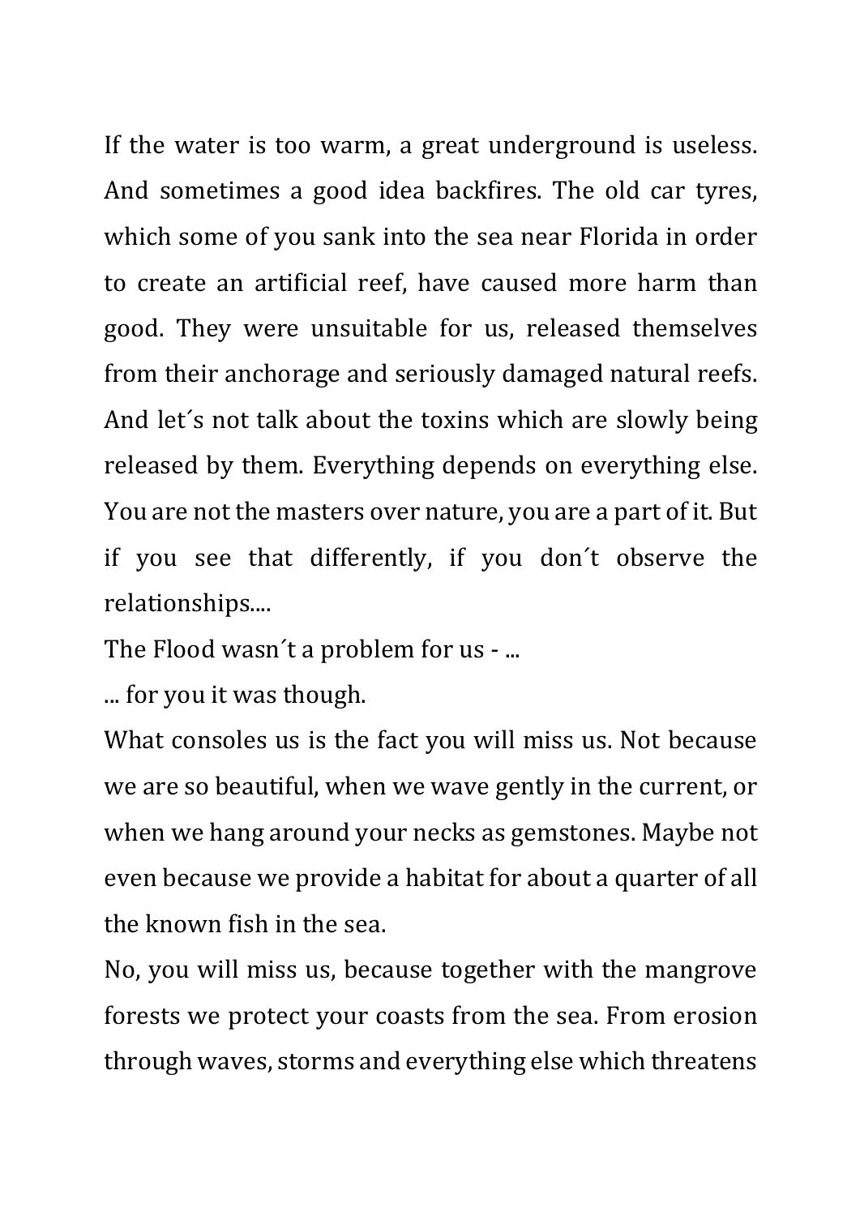If the water is too warm, a great underground is useless. And sometimes a good idea backfires. The old car tyres, which some of you sank into the sea near Florida in order to create an artificial reef, have caused more harm than good. They were unsuitable for us, released themselves from their anchorage and seriously damaged natural reefs. And let´s not talk about the toxins which are slowly being released by them. Everything depends on everything else. You are not the masters over nature, you are a part of it. But if you see that differently, if you don´t observe the relationships....

The Flood wasn´t a problem for us - ...

... for you it was though.

What consoles us is the fact you will miss us. Not because we are so beautiful, when we wave gently in the current, or when we hang around your necks as gemstones. Maybe not even because we provide a habitat for about a quarter of all the known fish in the sea.

No, you will miss us, because together with the mangrove forests we protect your coasts from the sea. From erosion through waves, storms and everything else which threatens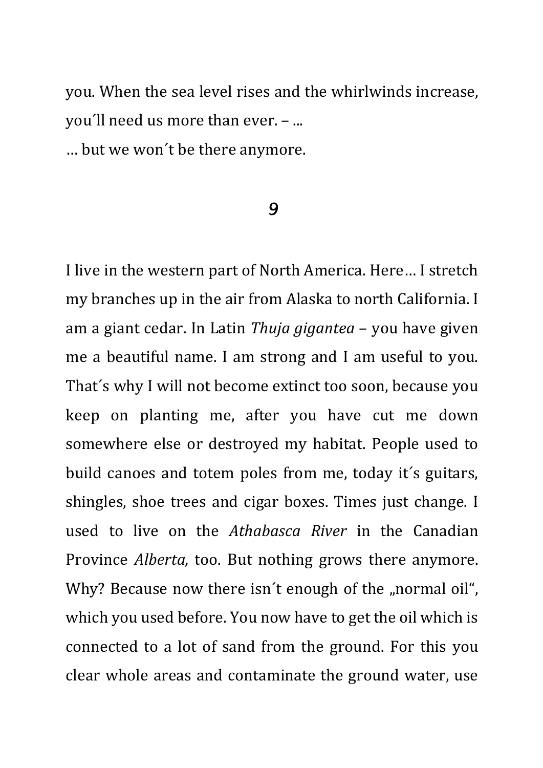you. When the sea level rises and the whirlwinds increase, you´ll need us more than ever. – ...

… but we won´t be there anymore.

## *9*

I live in the western part of North America. Here… I stretch my branches up in the air from Alaska to north California. I am a giant cedar. In Latin *Thuja gigantea* – you have given me a beautiful name. I am strong and I am useful to you. That´s why I will not become extinct too soon, because you keep on planting me, after you have cut me down somewhere else or destroyed my habitat. People used to build canoes and totem poles from me, today it´s guitars, shingles, shoe trees and cigar boxes. Times just change. I used to live on the *Athabasca River* in the Canadian Province *Alberta,* too. But nothing grows there anymore. Why? Because now there isn´t enough of the „normal oil", which you used before. You now have to get the oil which is connected to a lot of sand from the ground. For this you clear whole areas and contaminate the ground water, use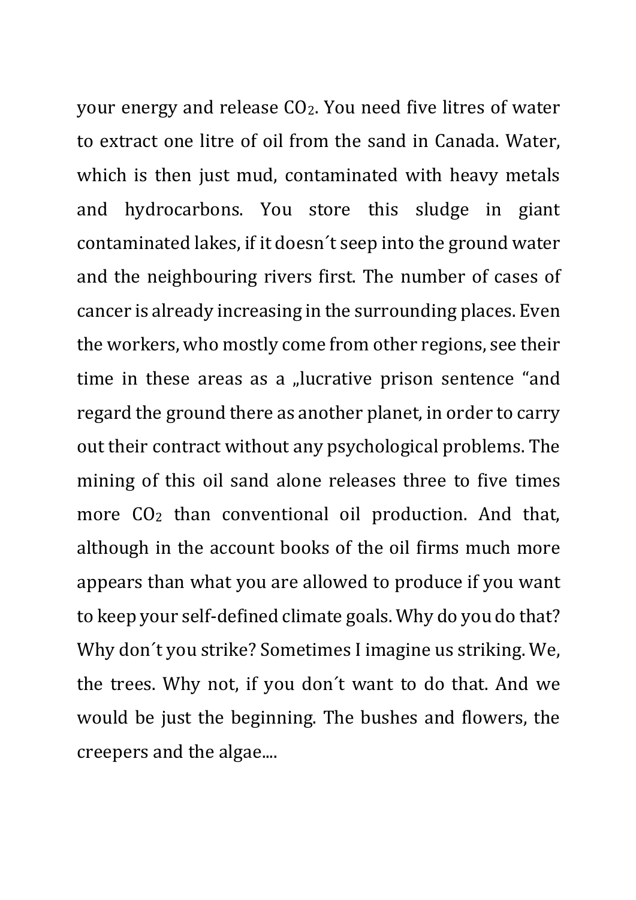your energy and release $CO_2$. You need five litres of water to extract one litre of oil from the sand in Canada. Water, which is then just mud, contaminated with heavy metals and hydrocarbons. You store this sludge in giant contaminated lakes, if it doesn´t seep into the ground water and the neighbouring rivers first. The number of cases of cancer is already increasing in the surrounding places. Even the workers, who mostly come from other regions, see their time in these areas as a „lucrative prison sentence "and regard the ground there as another planet, in order to carry out their contract without any psychological problems. The mining of this oil sand alone releases three to five times more $CO_2$ than conventional oil production. And that, although in the account books of the oil firms much more appears than what you are allowed to produce if you want to keep your self-defined climate goals. Why do you do that? Why don´t you strike? Sometimes I imagine us striking. We, the trees. Why not, if you don´t want to do that. And we would be just the beginning. The bushes and flowers, the creepers and the algae....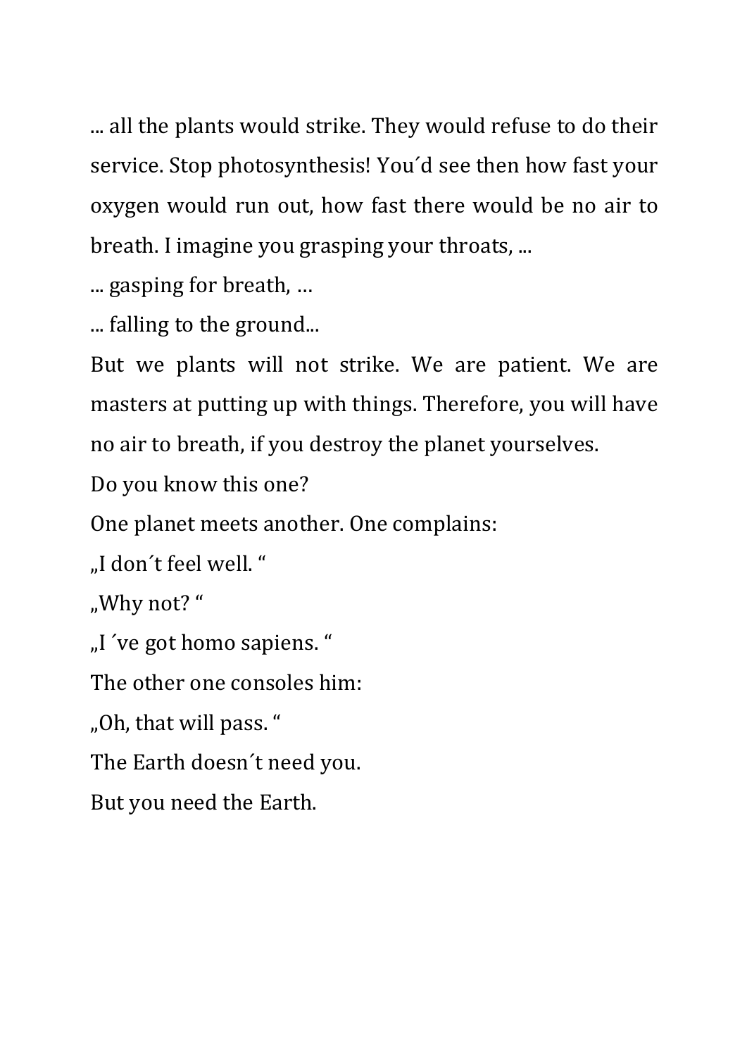... all the plants would strike. They would refuse to do their service. Stop photosynthesis! You´d see then how fast your oxygen would run out, how fast there would be no air to breath. I imagine you grasping your throats, ...

... gasping for breath, …

... falling to the ground...

But we plants will not strike. We are patient. We are masters at putting up with things. Therefore, you will have no air to breath, if you destroy the planet yourselves.

Do you know this one?

One planet meets another. One complains:

„I don´t feel well. “

„Why not? “

„I ´ve got homo sapiens. “

The other one consoles him:

„Oh, that will pass. “

The Earth doesn´t need you.

But you need the Earth.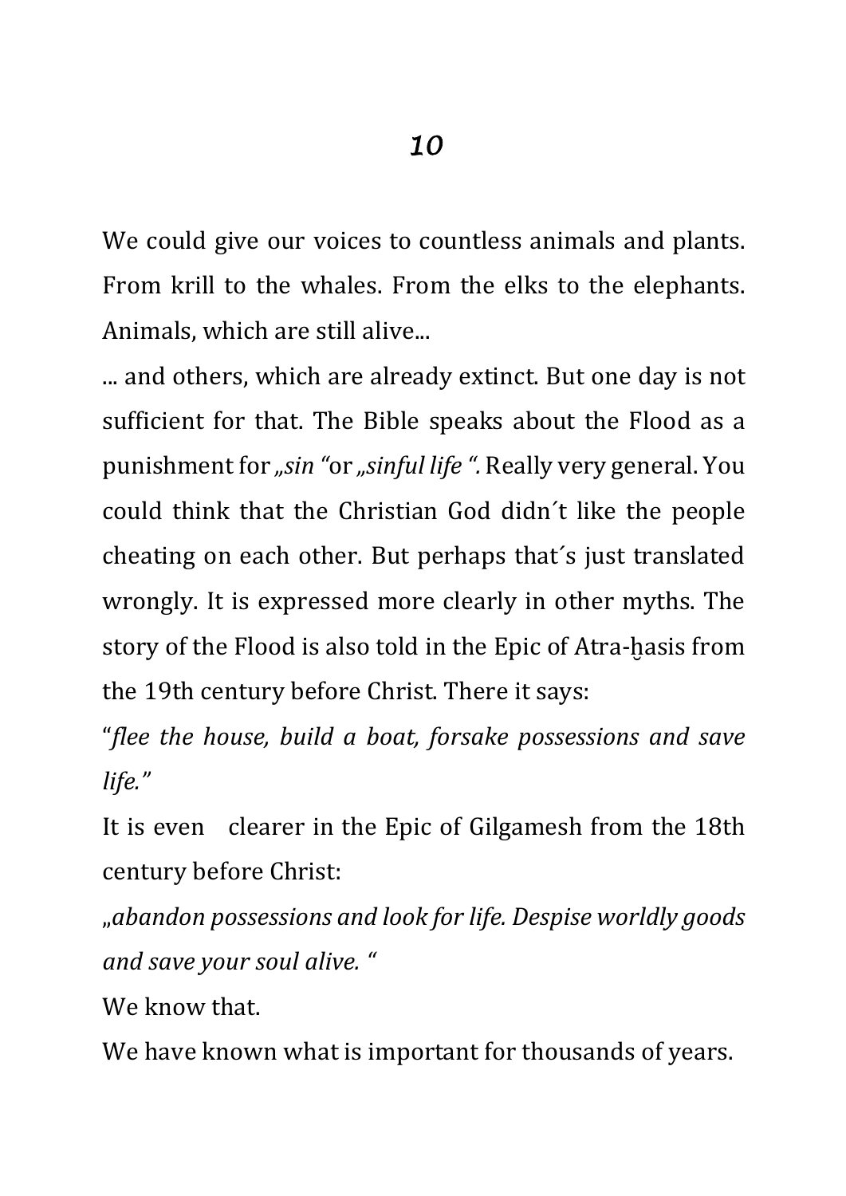# *10*

We could give our voices to countless animals and plants. From krill to the whales. From the elks to the elephants. Animals, which are still alive...

... and others, which are already extinct. But one day is not sufficient for that. The Bible speaks about the Flood as a punishment for *„sin "*or *„sinful life ".* Really very general. You could think that the Christian God didn´t like the people cheating on each other. But perhaps that´s just translated wrongly. It is expressed more clearly in other myths. The story of the Flood is also told in the Epic of Atra-ḫasis from the 19th century before Christ. There it says:

"*flee the house, build a boat, forsake possessions and save life."*

It is even  clearer in the Epic of Gilgamesh from the 18th century before Christ:

„*abandon possessions and look for life. Despise worldly goods and save your soul alive. "*

We know that.

We have known what is important for thousands of years.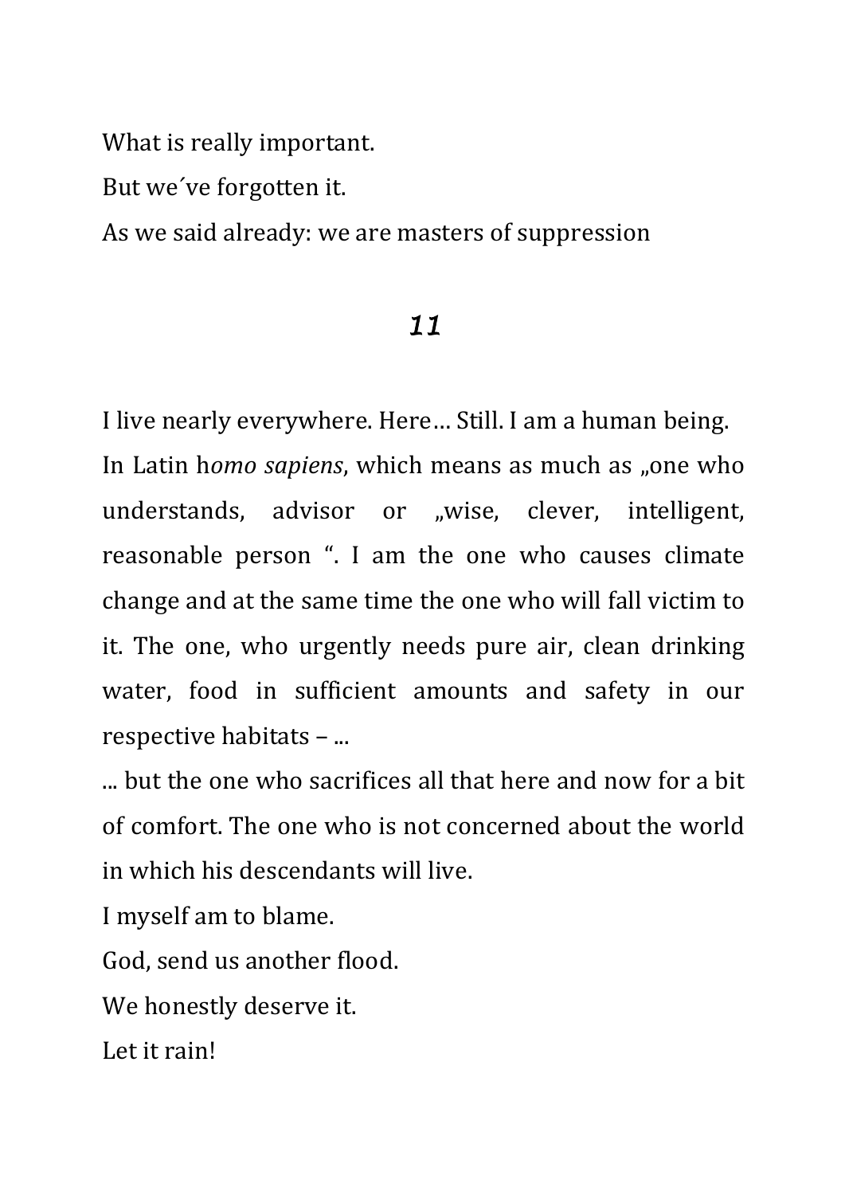What is really important.

But we´ve forgotten it.

As we said already: we are masters of suppression

## *11*

I live nearly everywhere. Here… Still. I am a human being. In Latin h*omo sapiens*, which means as much as „one who understands, advisor or „wise, clever, intelligent, reasonable person “. I am the one who causes climate change and at the same time the one who will fall victim to it. The one, who urgently needs pure air, clean drinking water, food in sufficient amounts and safety in our respective habitats – ...

... but the one who sacrifices all that here and now for a bit of comfort. The one who is not concerned about the world in which his descendants will live.

I myself am to blame.

God, send us another flood.

We honestly deserve it.

Let it rain!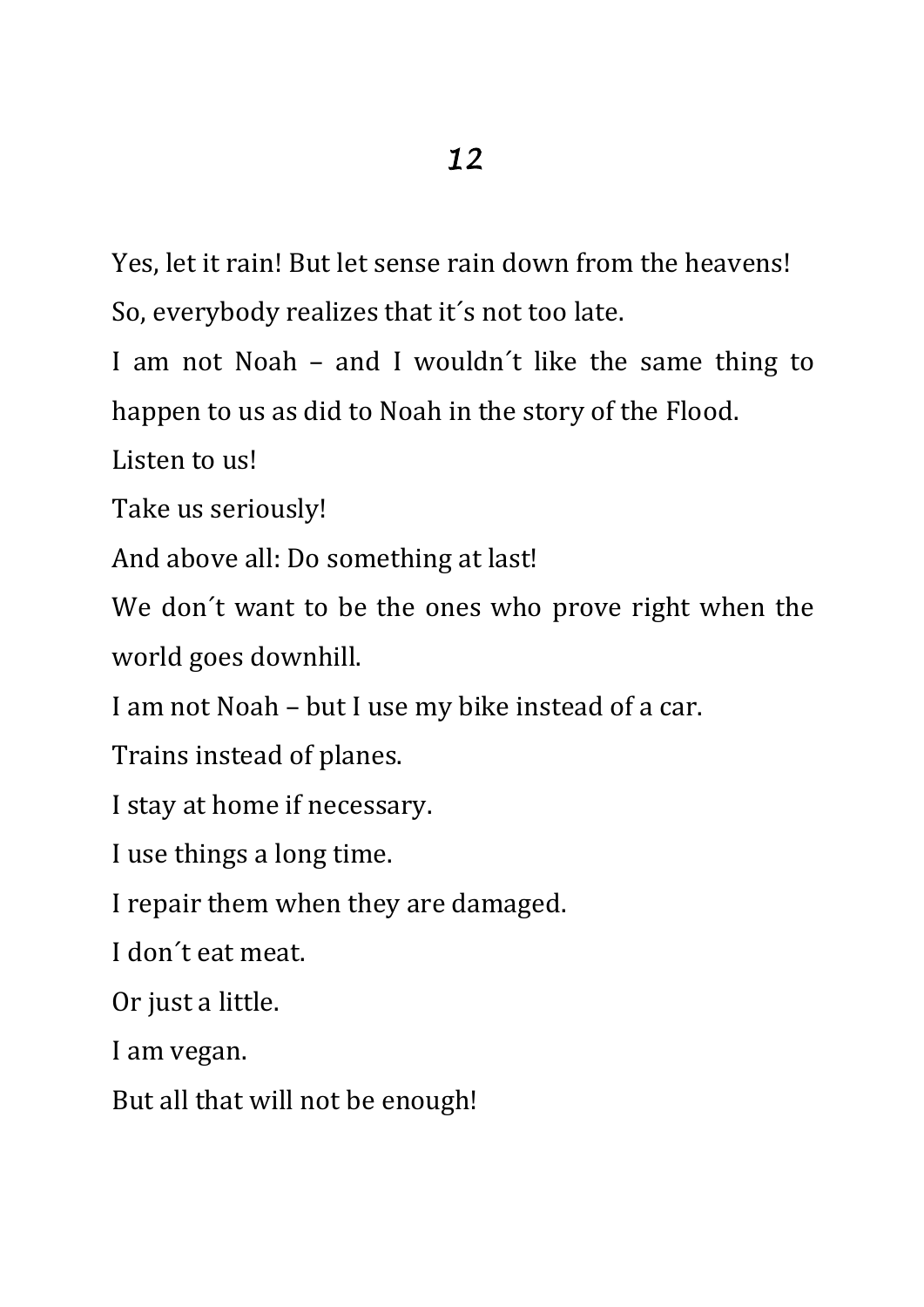# *12*

Yes, let it rain! But let sense rain down from the heavens!

So, everybody realizes that it´s not too late.

I am not Noah – and I wouldn´t like the same thing to happen to us as did to Noah in the story of the Flood.

Listen to us!

Take us seriously!

And above all: Do something at last!

We don´t want to be the ones who prove right when the world goes downhill.

I am not Noah – but I use my bike instead of a car.

Trains instead of planes.

I stay at home if necessary.

I use things a long time.

I repair them when they are damaged.

I don´t eat meat.

Or just a little.

I am vegan.

But all that will not be enough!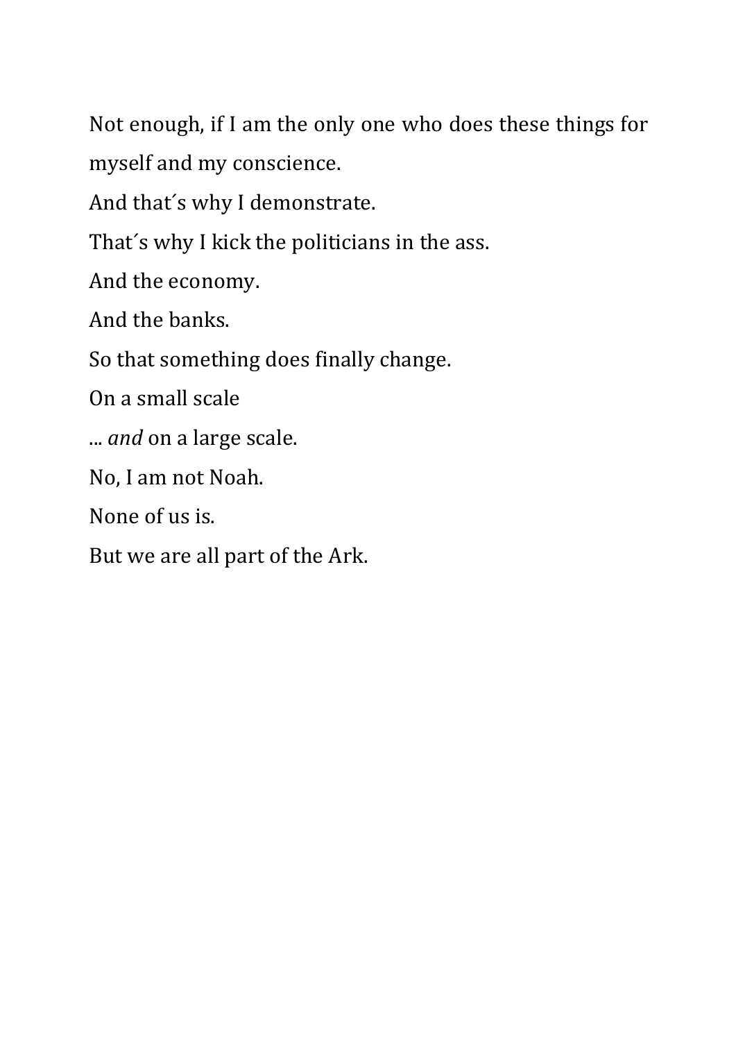Not enough, if I am the only one who does these things for myself and my conscience.

And that´s why I demonstrate.

That´s why I kick the politicians in the ass.

And the economy.

And the banks.

So that something does finally change.

On a small scale

... *and* on a large scale.

No, I am not Noah.

None of us is.

But we are all part of the Ark.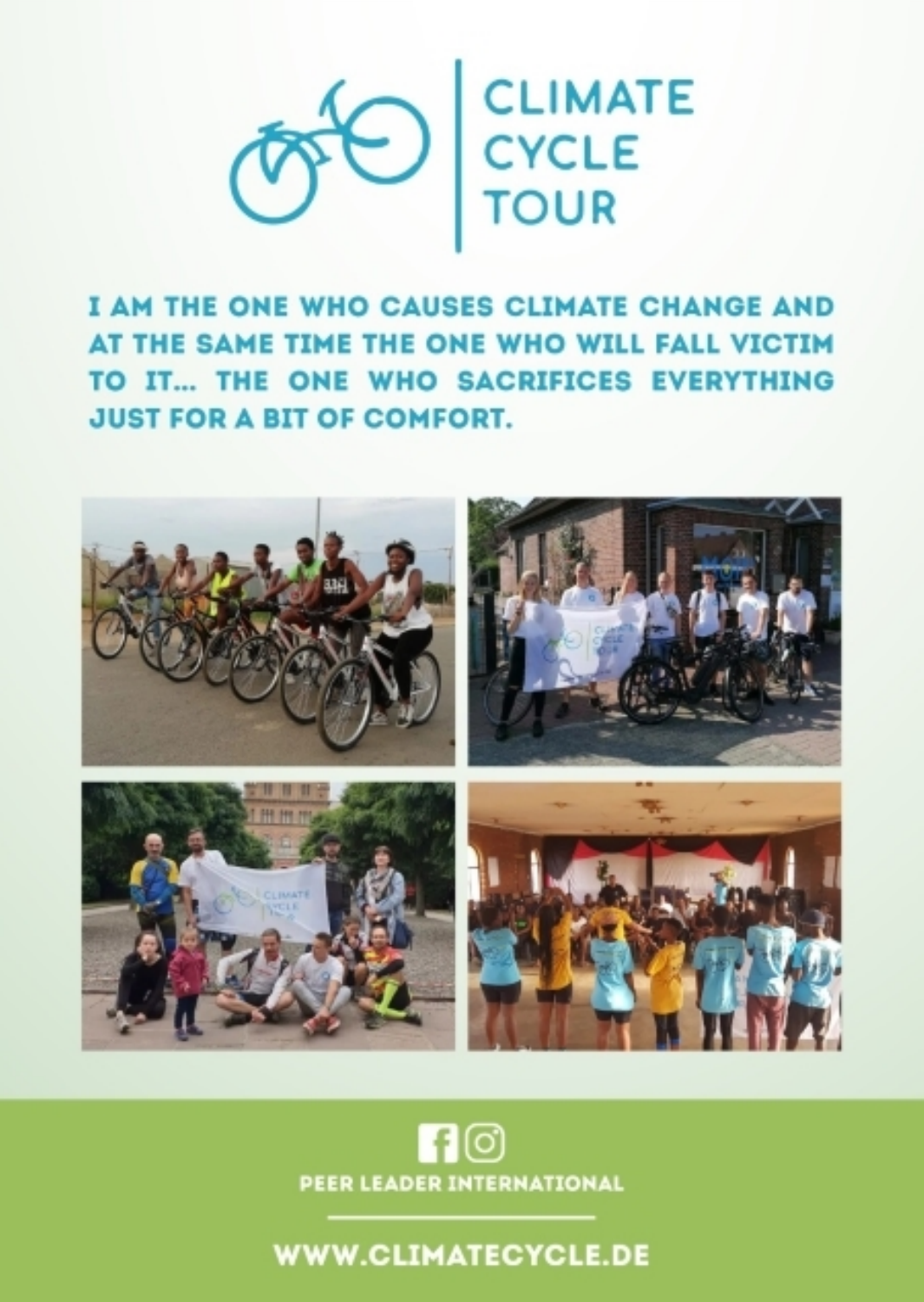# CLIMATE CYCLE TOUR

**I AM THE ONE WHO CAUSES CLIMATE CHANGE AND AT THE SAME TIME THE ONE WHO WILL FALL VICTIM TO IT… THE ONE WHO SACRIFICES EVERYTHING JUST FOR A BIT OF COMFORT.**

PEER LEADER INTERNATIONAL

WWW.CLIMATECYCLE.DE